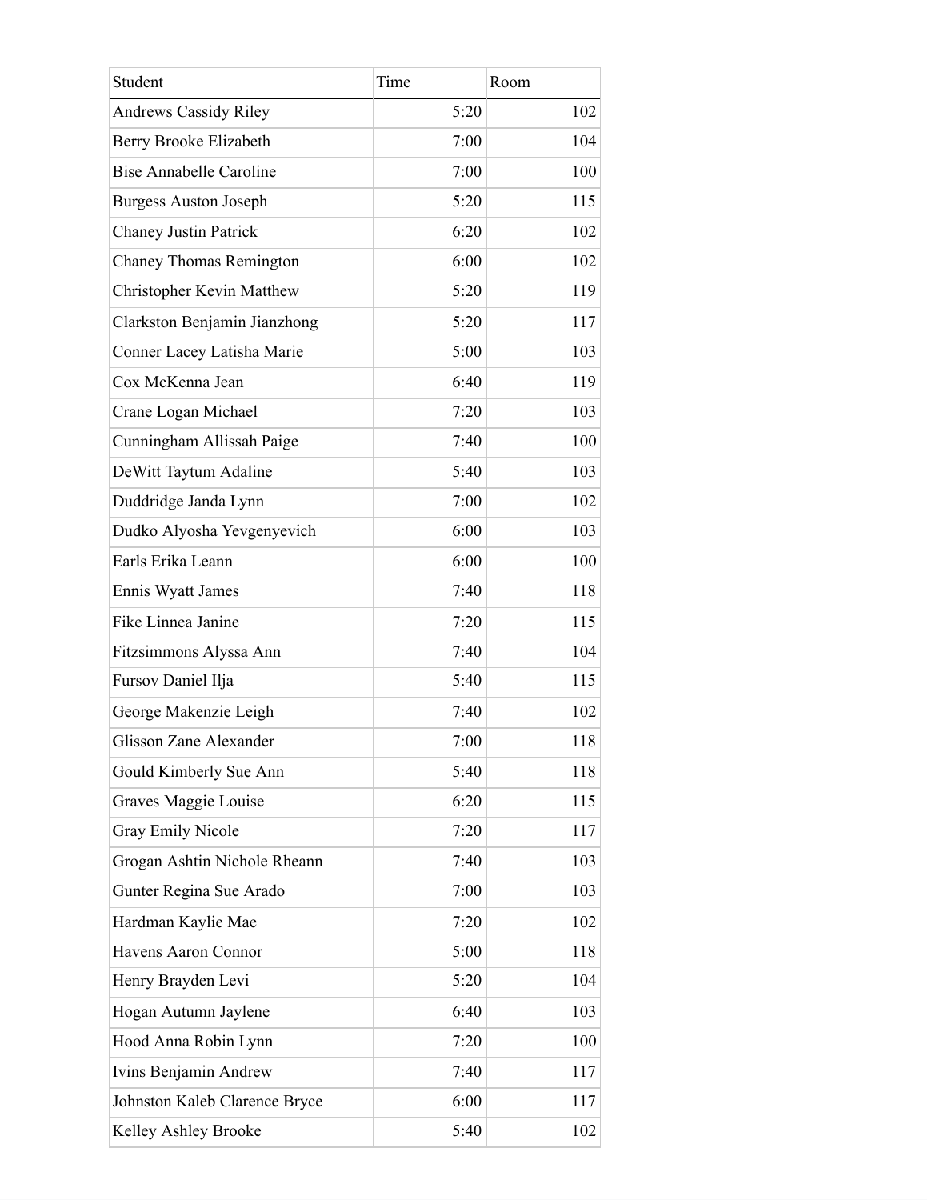| Student | Time | Room |
|---|---|---|
| Andrews Cassidy Riley | 5:20 | 102 |
| Berry Brooke Elizabeth | 7:00 | 104 |
| Bise Annabelle Caroline | 7:00 | 100 |
| Burgess Auston Joseph | 5:20 | 115 |
| Chaney Justin Patrick | 6:20 | 102 |
| Chaney Thomas Remington | 6:00 | 102 |
| Christopher Kevin Matthew | 5:20 | 119 |
| Clarkston Benjamin Jianzhong | 5:20 | 117 |
| Conner Lacey Latisha Marie | 5:00 | 103 |
| Cox McKenna Jean | 6:40 | 119 |
| Crane Logan Michael | 7:20 | 103 |
| Cunningham Allissah Paige | 7:40 | 100 |
| DeWitt Taytum Adaline | 5:40 | 103 |
| Duddridge Janda Lynn | 7:00 | 102 |
| Dudko Alyosha Yevgenyevich | 6:00 | 103 |
| Earls Erika Leann | 6:00 | 100 |
| Ennis Wyatt James | 7:40 | 118 |
| Fike Linnea Janine | 7:20 | 115 |
| Fitzsimmons Alyssa Ann | 7:40 | 104 |
| Fursov Daniel Ilja | 5:40 | 115 |
| George Makenzie Leigh | 7:40 | 102 |
| Glisson Zane Alexander | 7:00 | 118 |
| Gould Kimberly Sue Ann | 5:40 | 118 |
| Graves Maggie Louise | 6:20 | 115 |
| Gray Emily Nicole | 7:20 | 117 |
| Grogan Ashtin Nichole Rheann | 7:40 | 103 |
| Gunter Regina Sue Arado | 7:00 | 103 |
| Hardman Kaylie Mae | 7:20 | 102 |
| Havens Aaron Connor | 5:00 | 118 |
| Henry Brayden Levi | 5:20 | 104 |
| Hogan Autumn Jaylene | 6:40 | 103 |
| Hood Anna Robin Lynn | 7:20 | 100 |
| Ivins Benjamin Andrew | 7:40 | 117 |
| Johnston Kaleb Clarence Bryce | 6:00 | 117 |
| Kelley Ashley Brooke | 5:40 | 102 |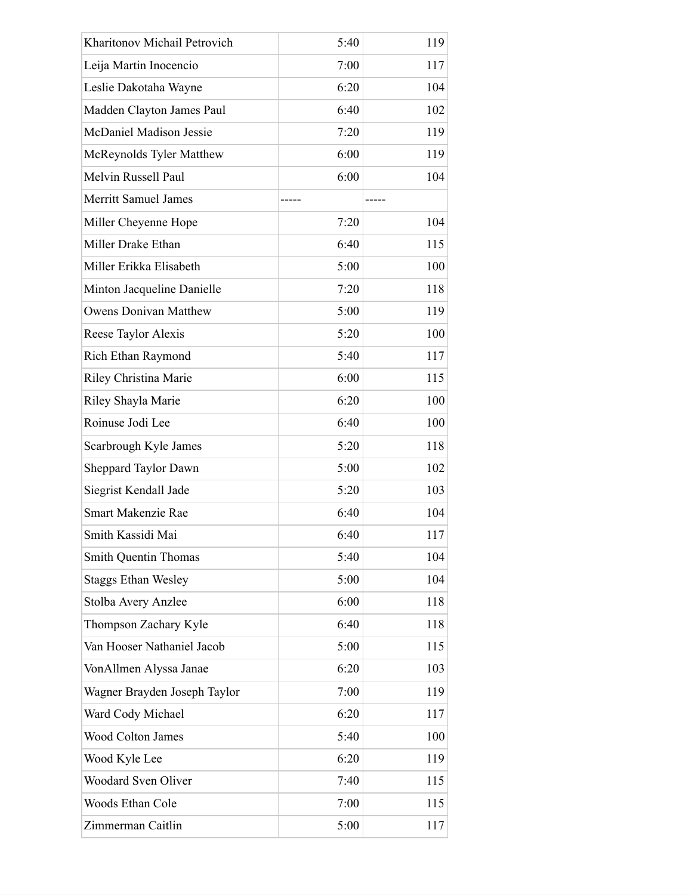| | | |
|---|---|---|
| Kharitonov Michail Petrovich | 5:40 | 119 |
| Leija Martin Inocencio | 7:00 | 117 |
| Leslie Dakotaha Wayne | 6:20 | 104 |
| Madden Clayton James Paul | 6:40 | 102 |
| McDaniel Madison Jessie | 7:20 | 119 |
| McReynolds Tyler Matthew | 6:00 | 119 |
| Melvin Russell Paul | 6:00 | 104 |
| Merritt Samuel James | ----- | ----- |
| Miller Cheyenne Hope | 7:20 | 104 |
| Miller Drake Ethan | 6:40 | 115 |
| Miller Erikka Elisabeth | 5:00 | 100 |
| Minton Jacqueline Danielle | 7:20 | 118 |
| Owens Donivan Matthew | 5:00 | 119 |
| Reese Taylor Alexis | 5:20 | 100 |
| Rich Ethan Raymond | 5:40 | 117 |
| Riley Christina Marie | 6:00 | 115 |
| Riley Shayla Marie | 6:20 | 100 |
| Roinuse Jodi Lee | 6:40 | 100 |
| Scarbrough Kyle James | 5:20 | 118 |
| Sheppard Taylor Dawn | 5:00 | 102 |
| Siegrist Kendall Jade | 5:20 | 103 |
| Smart Makenzie Rae | 6:40 | 104 |
| Smith Kassidi Mai | 6:40 | 117 |
| Smith Quentin Thomas | 5:40 | 104 |
| Staggs Ethan Wesley | 5:00 | 104 |
| Stolba Avery Anzlee | 6:00 | 118 |
| Thompson Zachary Kyle | 6:40 | 118 |
| Van Hooser Nathaniel Jacob | 5:00 | 115 |
| VonAllmen Alyssa Janae | 6:20 | 103 |
| Wagner Brayden Joseph Taylor | 7:00 | 119 |
| Ward Cody Michael | 6:20 | 117 |
| Wood Colton James | 5:40 | 100 |
| Wood Kyle Lee | 6:20 | 119 |
| Woodard Sven Oliver | 7:40 | 115 |
| Woods Ethan Cole | 7:00 | 115 |
| Zimmerman Caitlin | 5:00 | 117 |